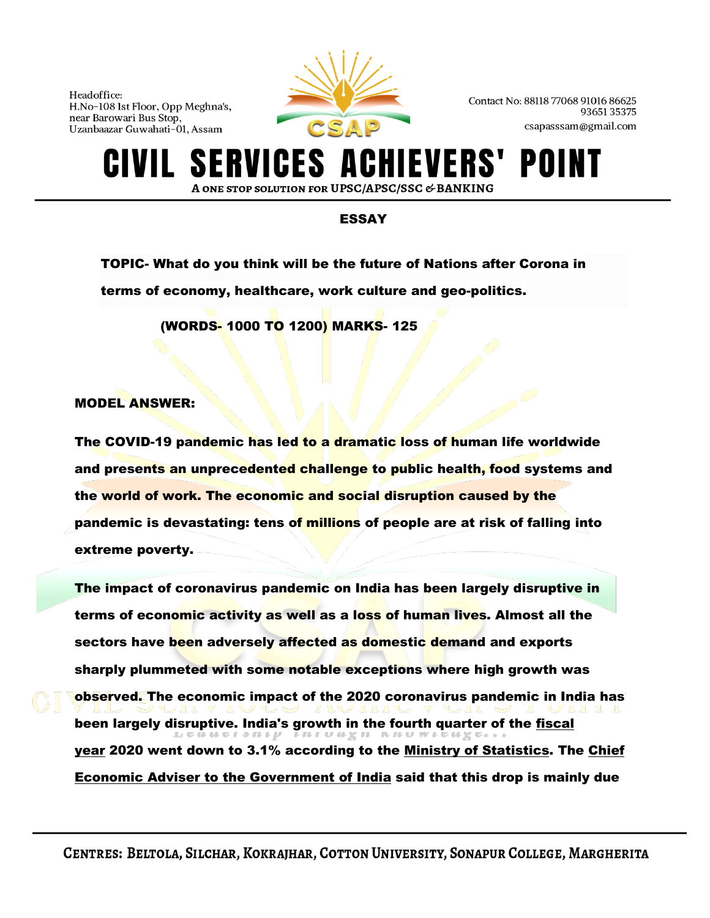## ESSAY

**TOPIC- What do you think will be the future of Nations after Corona in terms of economy, healthcare, work culture and geo-politics.**

**(WORDS- 1000 TO 1200) MARKS- 125**

**MODEL ANSWER:**

**The COVID-19 pandemic has led to a dramatic loss of human life worldwide and presents an unprecedented challenge to public health, food systems and the world of work. The economic and social disruption caused by the pandemic is devastating: tens of millions of people are at risk of falling into extreme poverty.**

**The impact of coronavirus pandemic on India has been largely disruptive in terms of economic activity as well as a loss of human lives. Almost all the sectors have been adversely affected as domestic demand and exports sharply plummeted with some notable exceptions where high growth was observed. The economic impact of the 2020 coronavirus pandemic in India has been largely disruptive. India's growth in the fourth quarter of the fiscal year 2020 went down to 3.1% according to the Ministry of Statistics. The Chief Economic Adviser to the Government of India said that this drop is mainly due**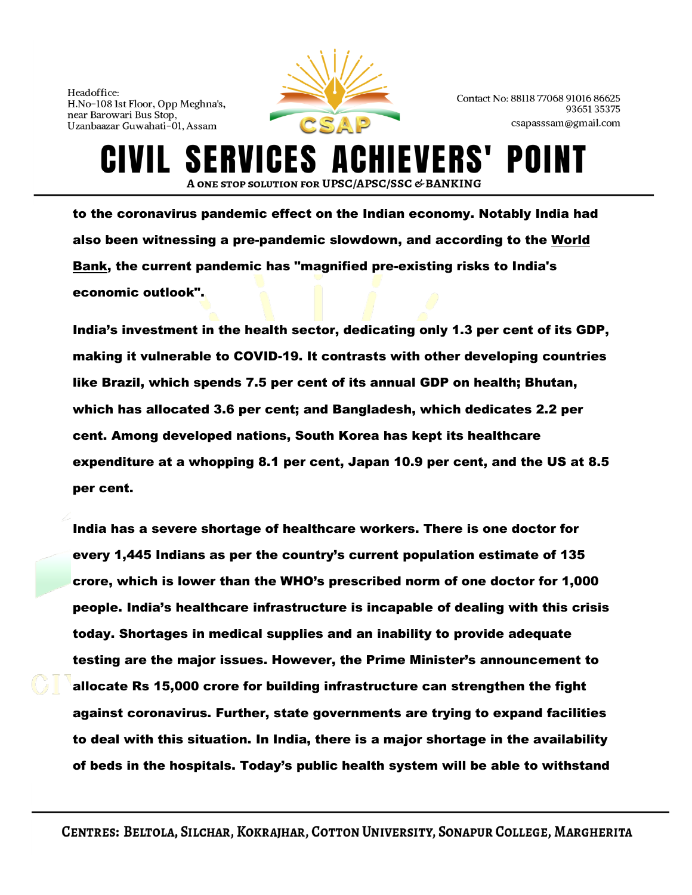**to the coronavirus pandemic effect on the Indian economy. Notably India had also been witnessing a pre-pandemic slowdown, and according to the World Bank, the current pandemic has "magnified pre-existing risks to India's economic outlook".**

**India's investment in the health sector, dedicating only 1.3 per cent of its GDP, making it vulnerable to COVID-19. It contrasts with other developing countries like Brazil, which spends 7.5 per cent of its annual GDP on health; Bhutan, which has allocated 3.6 per cent; and Bangladesh, which dedicates 2.2 per cent. Among developed nations, South Korea has kept its healthcare expenditure at a whopping 8.1 per cent, Japan 10.9 per cent, and the US at 8.5 per cent.**

**India has a severe shortage of healthcare workers. There is one doctor for every 1,445 Indians as per the country's current population estimate of 135 crore, which is lower than the WHO's prescribed norm of one doctor for 1,000 people. India's healthcare infrastructure is incapable of dealing with this crisis today. Shortages in medical supplies and an inability to provide adequate testing are the major issues. However, the Prime Minister's announcement to allocate Rs 15,000 crore for building infrastructure can strengthen the fight against coronavirus. Further, state governments are trying to expand facilities to deal with this situation. In India, there is a major shortage in the availability of beds in the hospitals. Today's public health system will be able to withstand**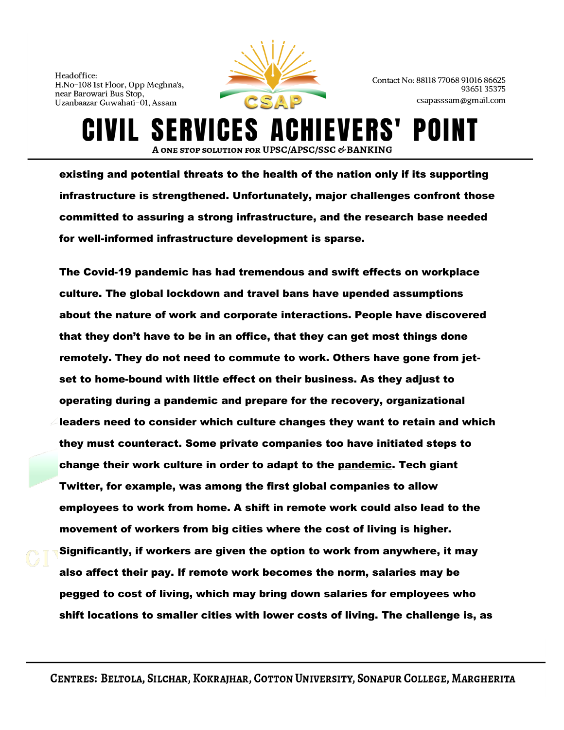**existing and potential threats to the health of the nation only if its supporting infrastructure is strengthened. Unfortunately, major challenges confront those committed to assuring a strong infrastructure, and the research base needed for well-informed infrastructure development is sparse.**

**The Covid-19 pandemic has had tremendous and swift effects on workplace culture. The global lockdown and travel bans have upended assumptions about the nature of work and corporate interactions. People have discovered that they don't have to be in an office, that they can get most things done remotely. They do not need to commute to work. Others have gone from jet-set to home-bound with little effect on their business. As they adjust to operating during a pandemic and prepare for the recovery, organizational leaders need to consider which culture changes they want to retain and which they must counteract. Some private companies too have initiated steps to change their work culture in order to adapt to the pandemic. Tech giant Twitter, for example, was among the first global companies to allow employees to work from home. A shift in remote work could also lead to the movement of workers from big cities where the cost of living is higher. Significantly, if workers are given the option to work from anywhere, it may also affect their pay. If remote work becomes the norm, salaries may be pegged to cost of living, which may bring down salaries for employees who shift locations to smaller cities with lower costs of living. The challenge is, as**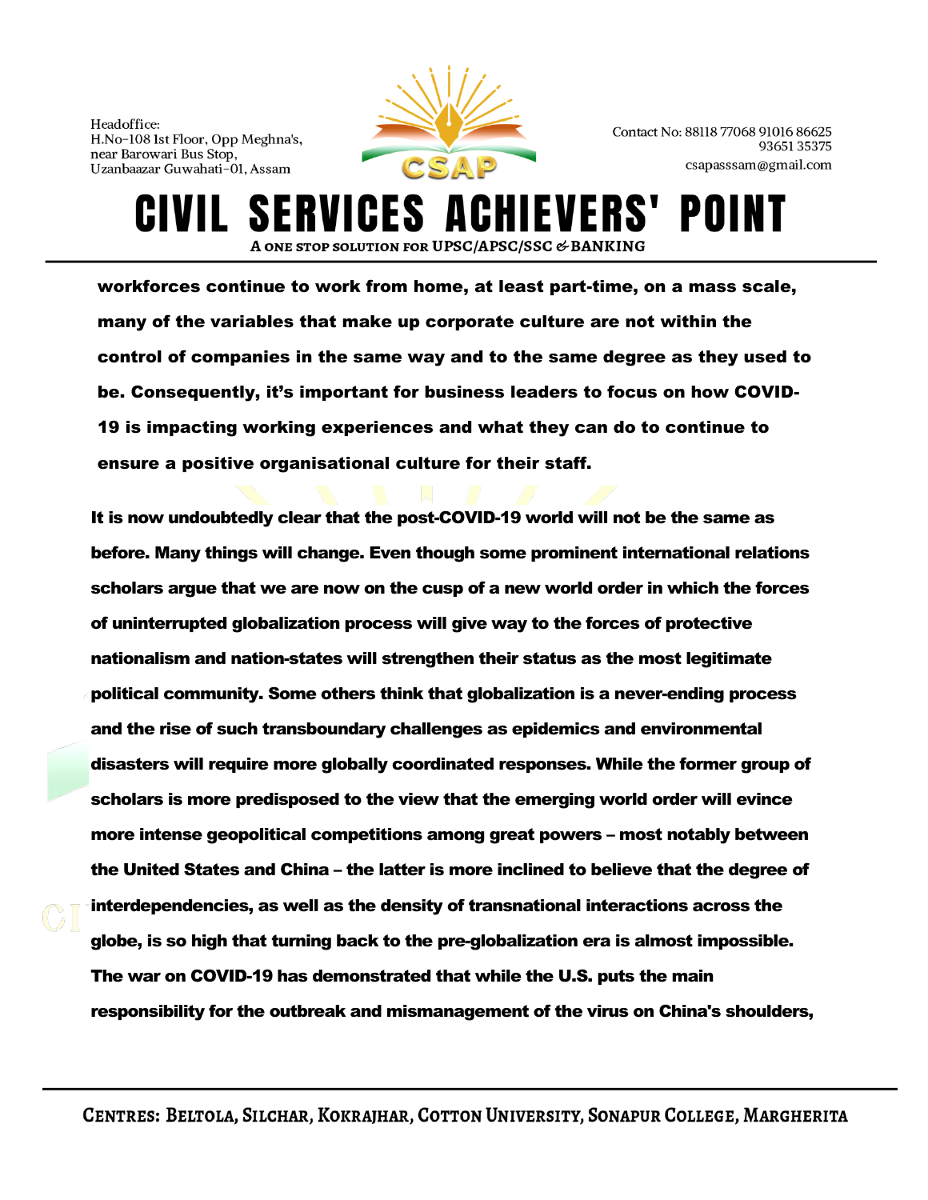**workforces continue to work from home, at least part-time, on a mass scale, many of the variables that make up corporate culture are not within the control of companies in the same way and to the same degree as they used to be. Consequently, it's important for business leaders to focus on how COVID-19 is impacting working experiences and what they can do to continue to ensure a positive organisational culture for their staff.**

**It is now undoubtedly clear that the post-COVID-19 world will not be the same as before. Many things will change. Even though some prominent international relations scholars argue that we are now on the cusp of a new world order in which the forces of uninterrupted globalization process will give way to the forces of protective nationalism and nation-states will strengthen their status as the most legitimate political community. Some others think that globalization is a never-ending process and the rise of such transboundary challenges as epidemics and environmental disasters will require more globally coordinated responses. While the former group of scholars is more predisposed to the view that the emerging world order will evince more intense geopolitical competitions among great powers – most notably between the United States and China – the latter is more inclined to believe that the degree of interdependencies, as well as the density of transnational interactions across the globe, is so high that turning back to the pre-globalization era is almost impossible. The war on COVID-19 has demonstrated that while the U.S. puts the main responsibility for the outbreak and mismanagement of the virus on China's shoulders,**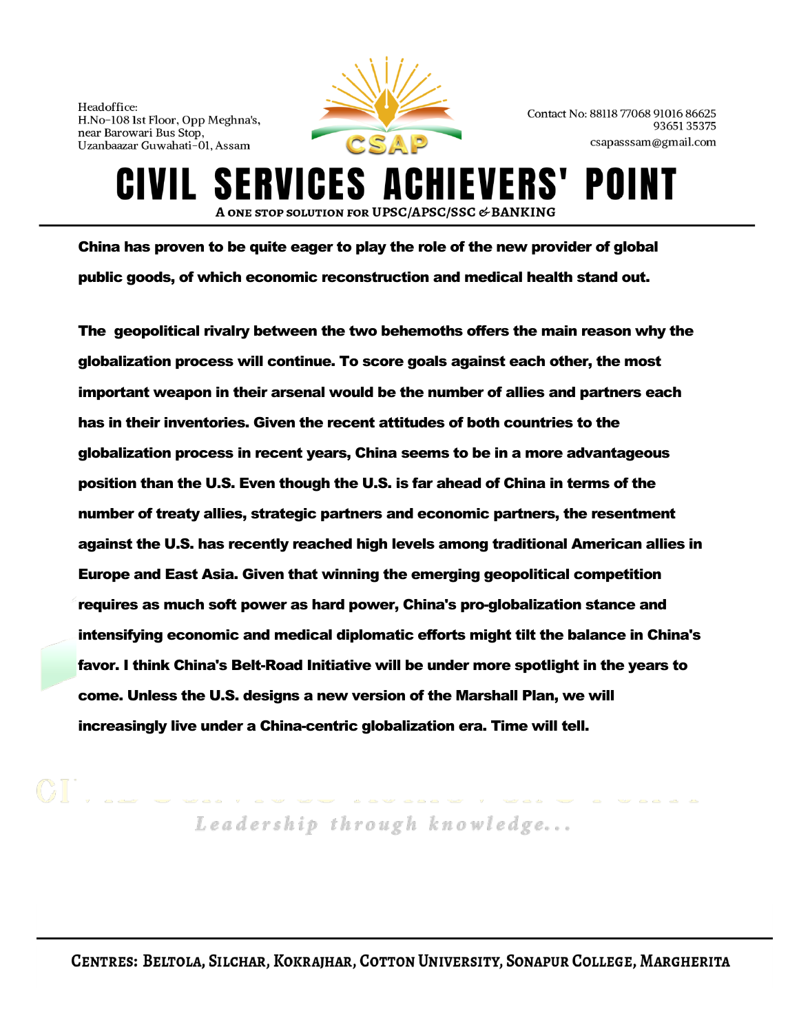**China has proven to be quite eager to play the role of the new provider of global public goods, of which economic reconstruction and medical health stand out.**

**The geopolitical rivalry between the two behemoths offers the main reason why the globalization process will continue. To score goals against each other, the most important weapon in their arsenal would be the number of allies and partners each has in their inventories. Given the recent attitudes of both countries to the globalization process in recent years, China seems to be in a more advantageous position than the U.S. Even though the U.S. is far ahead of China in terms of the number of treaty allies, strategic partners and economic partners, the resentment against the U.S. has recently reached high levels among traditional American allies in Europe and East Asia. Given that winning the emerging geopolitical competition requires as much soft power as hard power, China's pro-globalization stance and intensifying economic and medical diplomatic efforts might tilt the balance in China's favor. I think China's Belt-Road Initiative will be under more spotlight in the years to come. Unless the U.S. designs a new version of the Marshall Plan, we will increasingly live under a China-centric globalization era. Time will tell.**